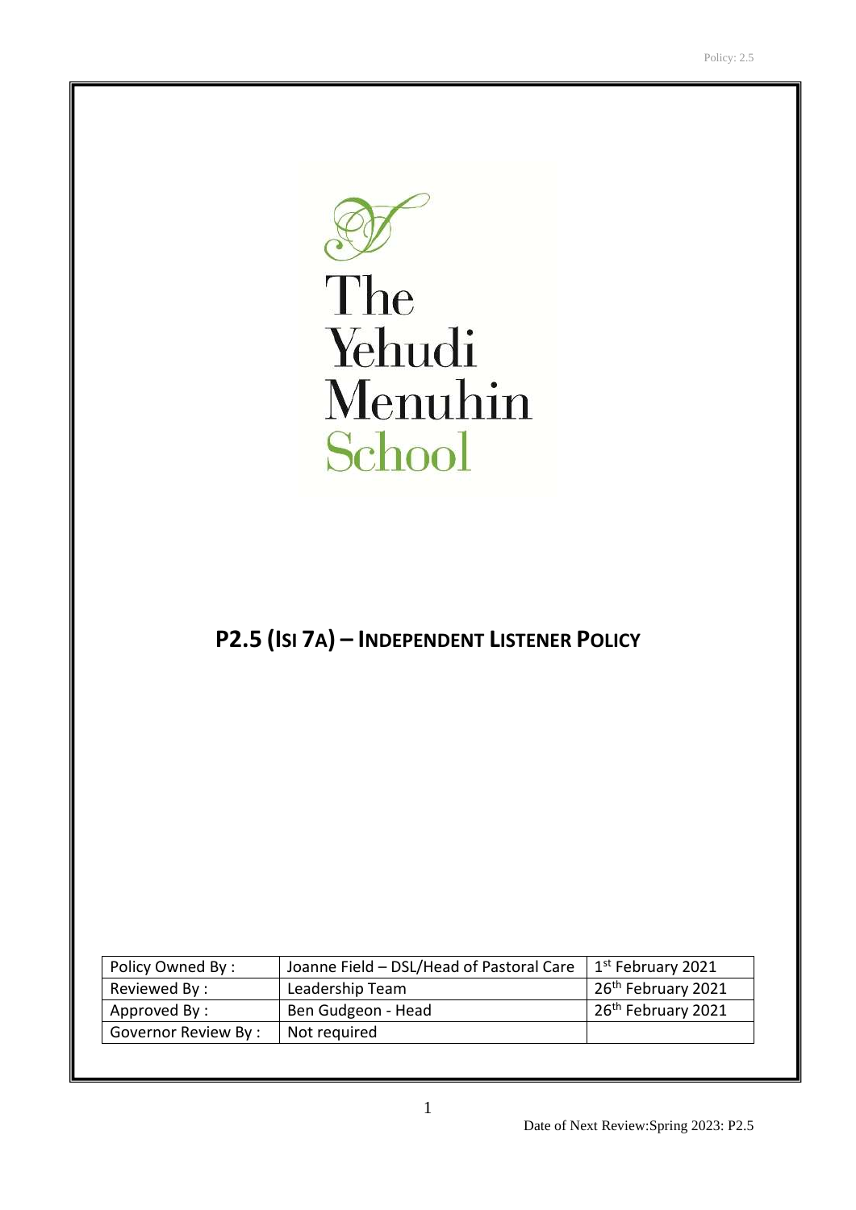The Yehudi Menuhin School

# P2.5 (ISI 7A) – INDEPENDENT LISTENER POLICY

| Policy Owned By : | Joanne Field – DSL/Head of Pastoral Care | 1st February 2021 |
|---|---|---|
| Reviewed By : | Leadership Team | 26th February 2021 |
| Approved By : | Ben Gudgeon - Head | 26th February 2021 |
| Governor Review By : | Not required | |

Date of Next Review:Spring 2023: P2.5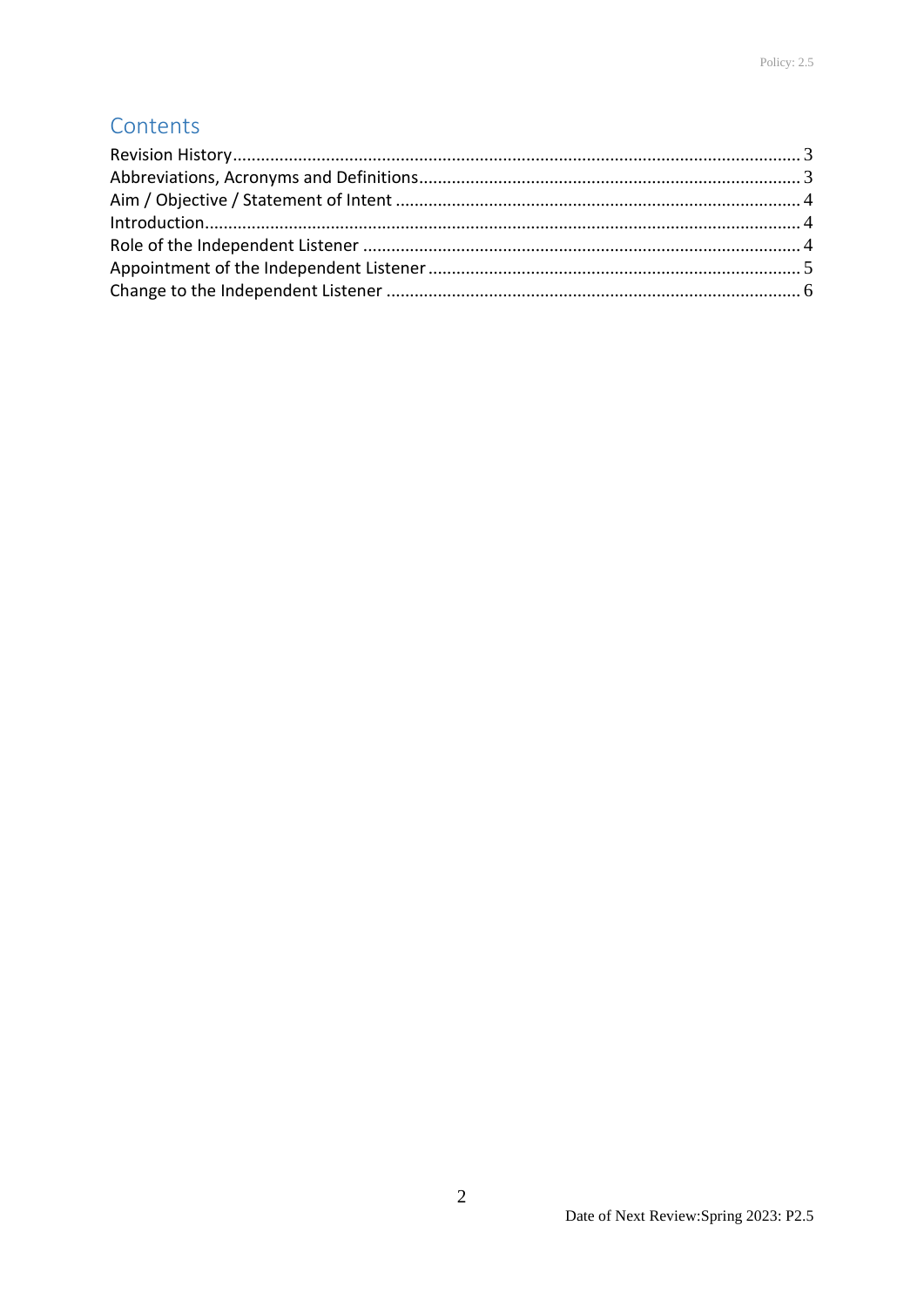## Contents

Revision History ........................................................................................................................ 3
Abbreviations, Acronyms and Definitions ................................................................................. 3
Aim / Objective / Statement of Intent ....................................................................................... 4
Introduction ................................................................................................................................ 4
Role of the Independent Listener ............................................................................................. 4
Appointment of the Independent Listener ................................................................................ 5
Change to the Independent Listener ........................................................................................ 6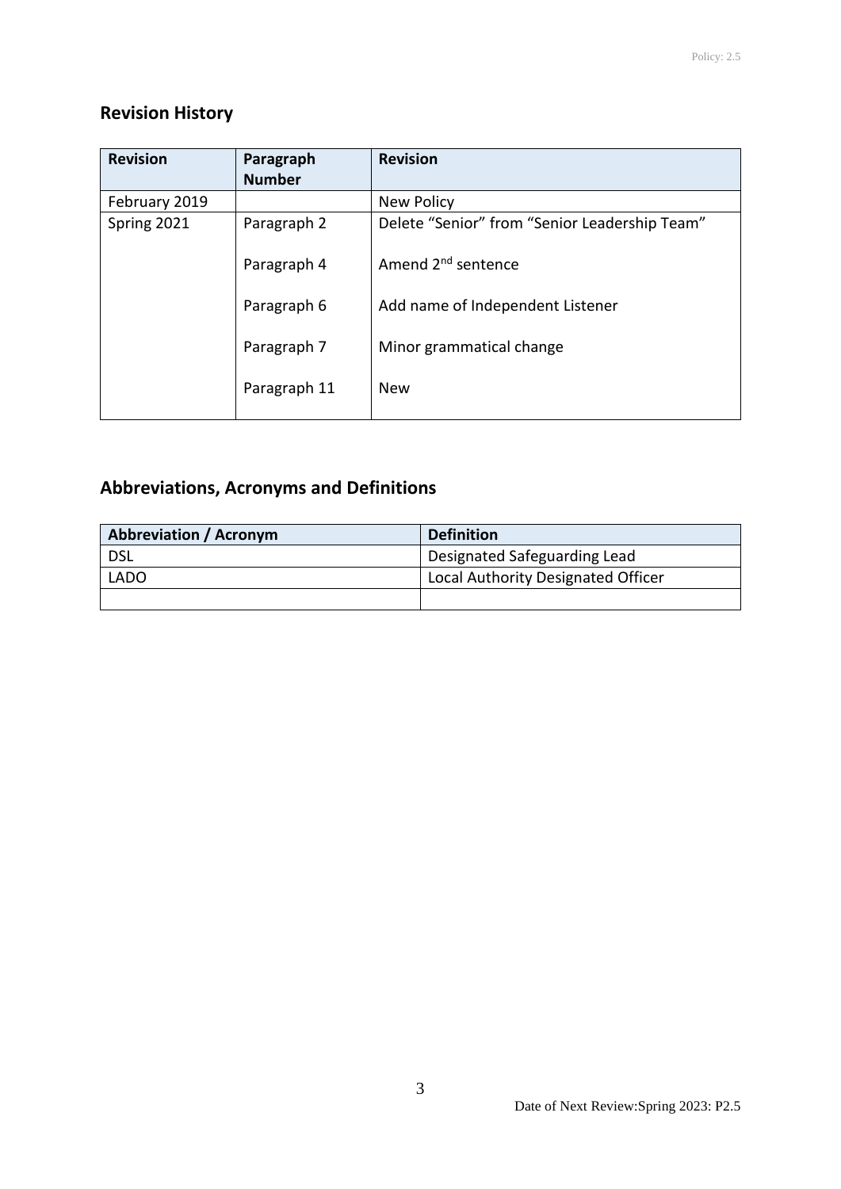## Revision History

| Revision | Paragraph Number | Revision |
|---|---|---|
| February 2019 | | New Policy |
| Spring 2021 | Paragraph 2 | Delete "Senior" from "Senior Leadership Team" |
| | Paragraph 4 | Amend 2nd sentence |
| | Paragraph 6 | Add name of Independent Listener |
| | Paragraph 7 | Minor grammatical change |
| | Paragraph 11 | New |

## Abbreviations, Acronyms and Definitions

| Abbreviation / Acronym | Definition |
|---|---|
| DSL | Designated Safeguarding Lead |
| LADO | Local Authority Designated Officer |
| | |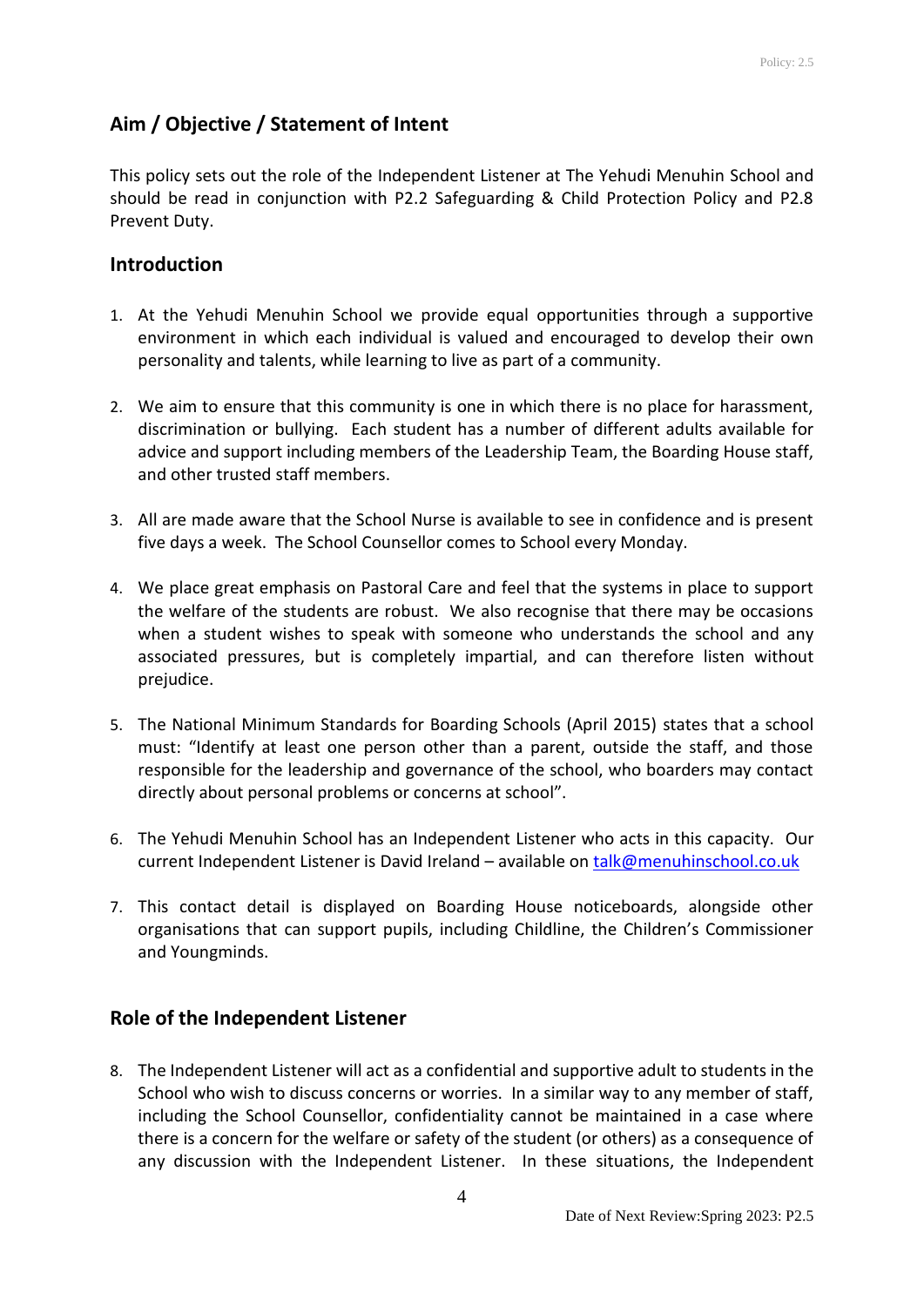## Aim / Objective / Statement of Intent

This policy sets out the role of the Independent Listener at The Yehudi Menuhin School and should be read in conjunction with P2.2 Safeguarding & Child Protection Policy and P2.8 Prevent Duty.

## Introduction

1. At the Yehudi Menuhin School we provide equal opportunities through a supportive environment in which each individual is valued and encouraged to develop their own personality and talents, while learning to live as part of a community.

2. We aim to ensure that this community is one in which there is no place for harassment, discrimination or bullying. Each student has a number of different adults available for advice and support including members of the Leadership Team, the Boarding House staff, and other trusted staff members.

3. All are made aware that the School Nurse is available to see in confidence and is present five days a week. The School Counsellor comes to School every Monday.

4. We place great emphasis on Pastoral Care and feel that the systems in place to support the welfare of the students are robust. We also recognise that there may be occasions when a student wishes to speak with someone who understands the school and any associated pressures, but is completely impartial, and can therefore listen without prejudice.

5. The National Minimum Standards for Boarding Schools (April 2015) states that a school must: "Identify at least one person other than a parent, outside the staff, and those responsible for the leadership and governance of the school, who boarders may contact directly about personal problems or concerns at school".

6. The Yehudi Menuhin School has an Independent Listener who acts in this capacity. Our current Independent Listener is David Ireland – available on talk@menuhinschool.co.uk

7. This contact detail is displayed on Boarding House noticeboards, alongside other organisations that can support pupils, including Childline, the Children's Commissioner and Youngminds.

## Role of the Independent Listener

8. The Independent Listener will act as a confidential and supportive adult to students in the School who wish to discuss concerns or worries. In a similar way to any member of staff, including the School Counsellor, confidentiality cannot be maintained in a case where there is a concern for the welfare or safety of the student (or others) as a consequence of any discussion with the Independent Listener. In these situations, the Independent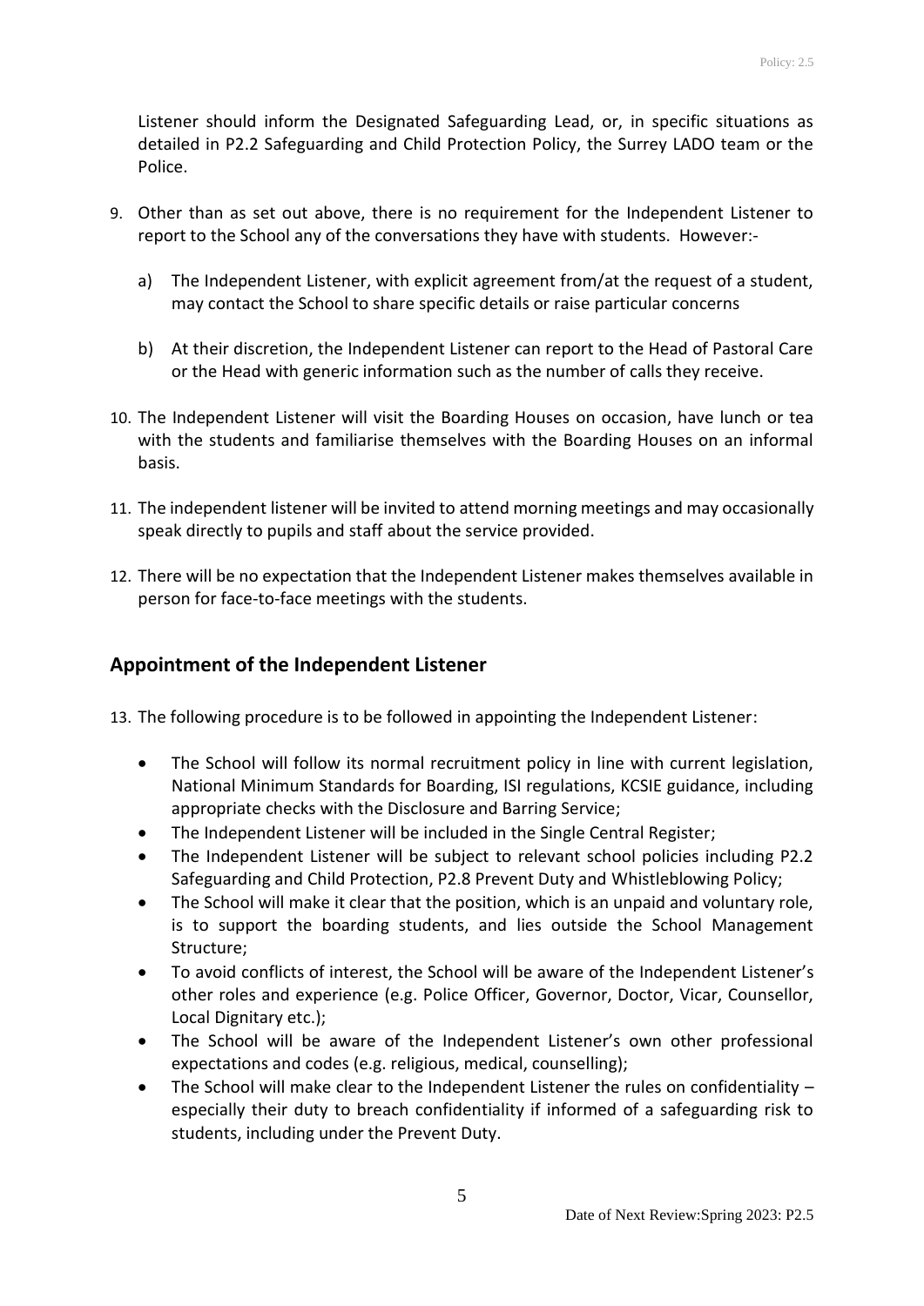Listener should inform the Designated Safeguarding Lead, or, in specific situations as detailed in P2.2 Safeguarding and Child Protection Policy, the Surrey LADO team or the Police.

9. Other than as set out above, there is no requirement for the Independent Listener to report to the School any of the conversations they have with students. However:-

   a) The Independent Listener, with explicit agreement from/at the request of a student, may contact the School to share specific details or raise particular concerns

   b) At their discretion, the Independent Listener can report to the Head of Pastoral Care or the Head with generic information such as the number of calls they receive.

10. The Independent Listener will visit the Boarding Houses on occasion, have lunch or tea with the students and familiarise themselves with the Boarding Houses on an informal basis.

11. The independent listener will be invited to attend morning meetings and may occasionally speak directly to pupils and staff about the service provided.

12. There will be no expectation that the Independent Listener makes themselves available in person for face-to-face meetings with the students.

## Appointment of the Independent Listener

13. The following procedure is to be followed in appointing the Independent Listener:

   - The School will follow its normal recruitment policy in line with current legislation, National Minimum Standards for Boarding, ISI regulations, KCSIE guidance, including appropriate checks with the Disclosure and Barring Service;
   - The Independent Listener will be included in the Single Central Register;
   - The Independent Listener will be subject to relevant school policies including P2.2 Safeguarding and Child Protection, P2.8 Prevent Duty and Whistleblowing Policy;
   - The School will make it clear that the position, which is an unpaid and voluntary role, is to support the boarding students, and lies outside the School Management Structure;
   - To avoid conflicts of interest, the School will be aware of the Independent Listener's other roles and experience (e.g. Police Officer, Governor, Doctor, Vicar, Counsellor, Local Dignitary etc.);
   - The School will be aware of the Independent Listener's own other professional expectations and codes (e.g. religious, medical, counselling);
   - The School will make clear to the Independent Listener the rules on confidentiality – especially their duty to breach confidentiality if informed of a safeguarding risk to students, including under the Prevent Duty.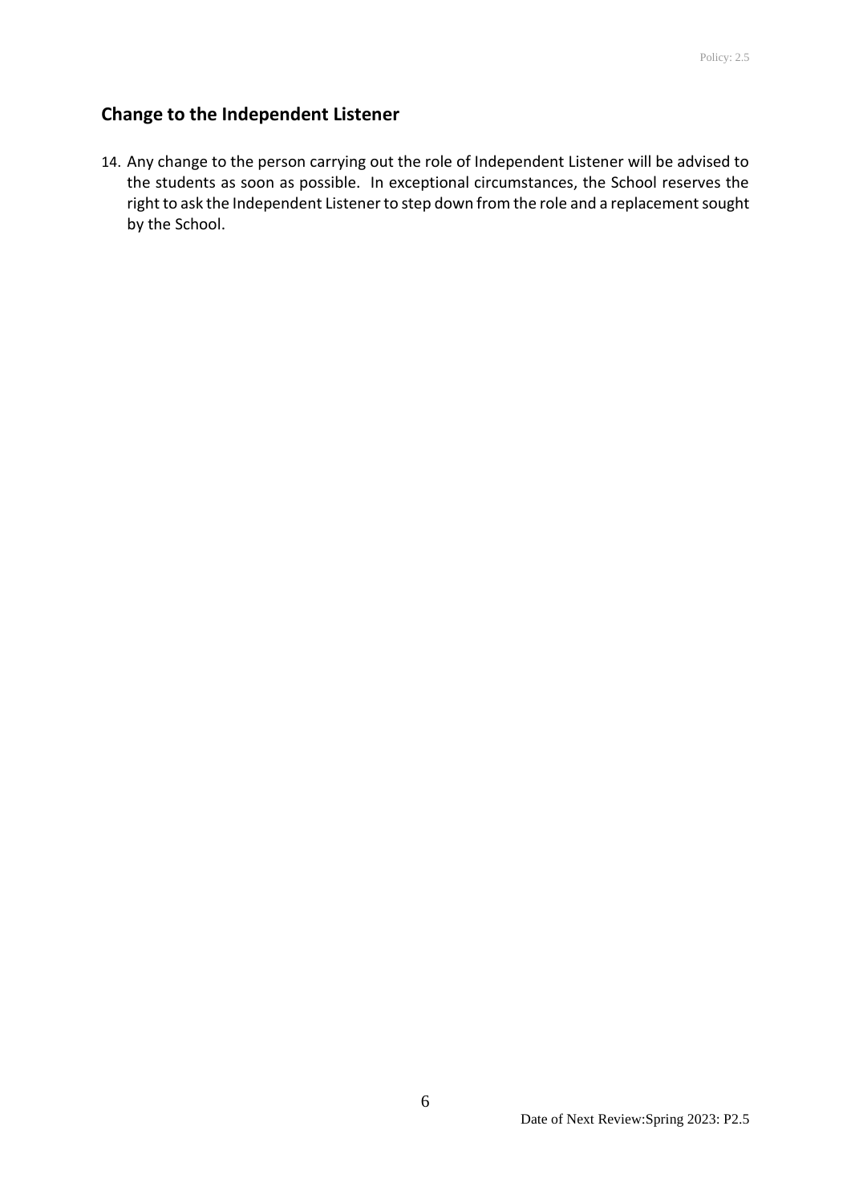## Change to the Independent Listener

14. Any change to the person carrying out the role of Independent Listener will be advised to the students as soon as possible. In exceptional circumstances, the School reserves the right to ask the Independent Listener to step down from the role and a replacement sought by the School.